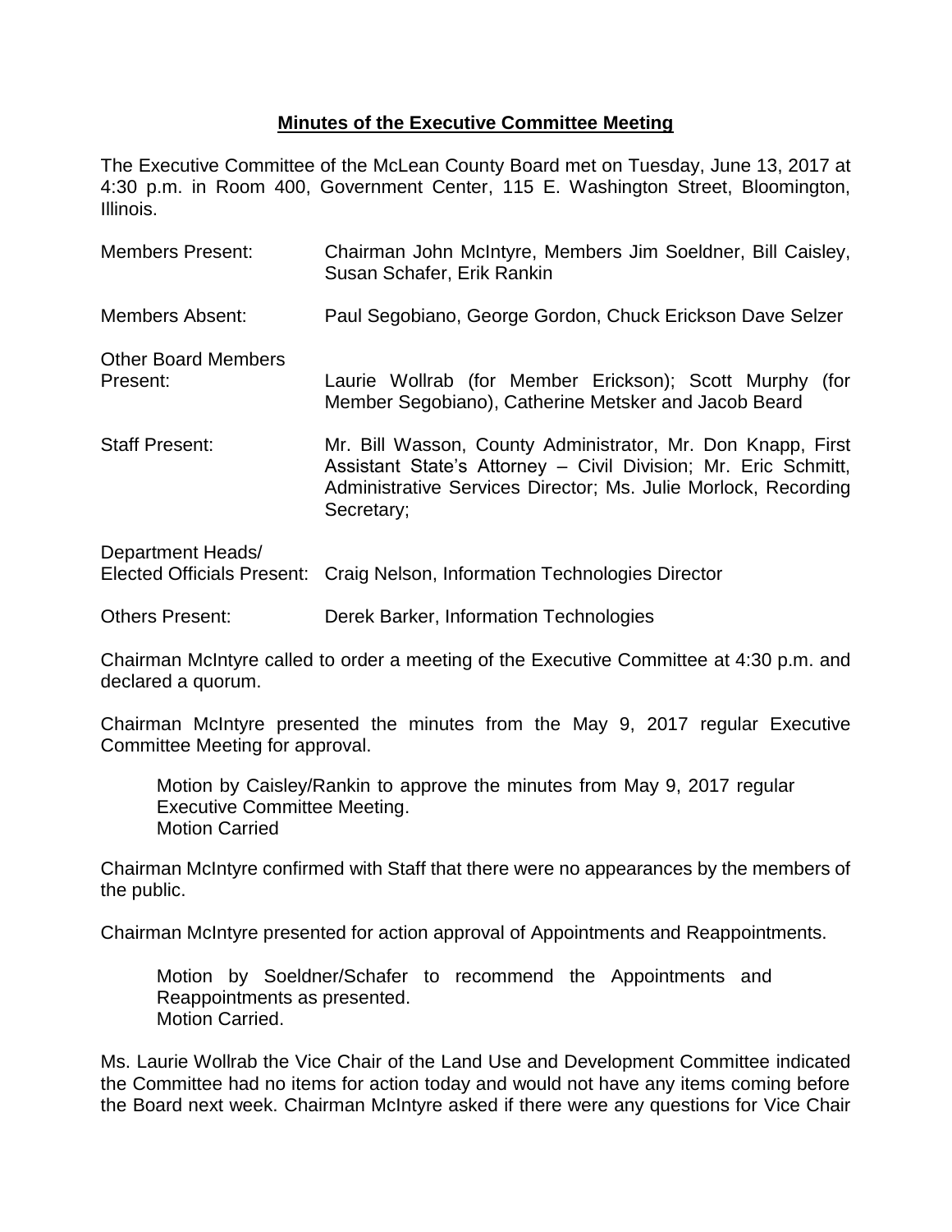# **Minutes of the Executive Committee Meeting**

The Executive Committee of the McLean County Board met on Tuesday, June 13, 2017 at 4:30 p.m. in Room 400, Government Center, 115 E. Washington Street, Bloomington, Illinois.

Members Present: Chairman John McIntyre, Members Jim Soeldner, Bill Caisley, Susan Schafer, Erik Rankin

Members Absent: Paul Segobiano, George Gordon, Chuck Erickson Dave Selzer

Other Board Members Present: Laurie Wollrab (for Member Erickson); Scott Murphy (for Member Segobiano), Catherine Metsker and Jacob Beard

Staff Present: Mr. Bill Wasson, County Administrator, Mr. Don Knapp, First Assistant State's Attorney – Civil Division; Mr. Eric Schmitt, Administrative Services Director; Ms. Julie Morlock, Recording Secretary;

Department Heads/ Elected Officials Present: Craig Nelson, Information Technologies Director

Others Present: Derek Barker, Information Technologies

Chairman McIntyre called to order a meeting of the Executive Committee at 4:30 p.m. and declared a quorum.

Chairman McIntyre presented the minutes from the May 9, 2017 regular Executive Committee Meeting for approval.

> Motion by Caisley/Rankin to approve the minutes from May 9, 2017 regular Executive Committee Meeting.
> Motion Carried

Chairman McIntyre confirmed with Staff that there were no appearances by the members of the public.

Chairman McIntyre presented for action approval of Appointments and Reappointments.

> Motion by Soeldner/Schafer to recommend the Appointments and Reappointments as presented.
> Motion Carried.

Ms. Laurie Wollrab the Vice Chair of the Land Use and Development Committee indicated the Committee had no items for action today and would not have any items coming before the Board next week. Chairman McIntyre asked if there were any questions for Vice Chair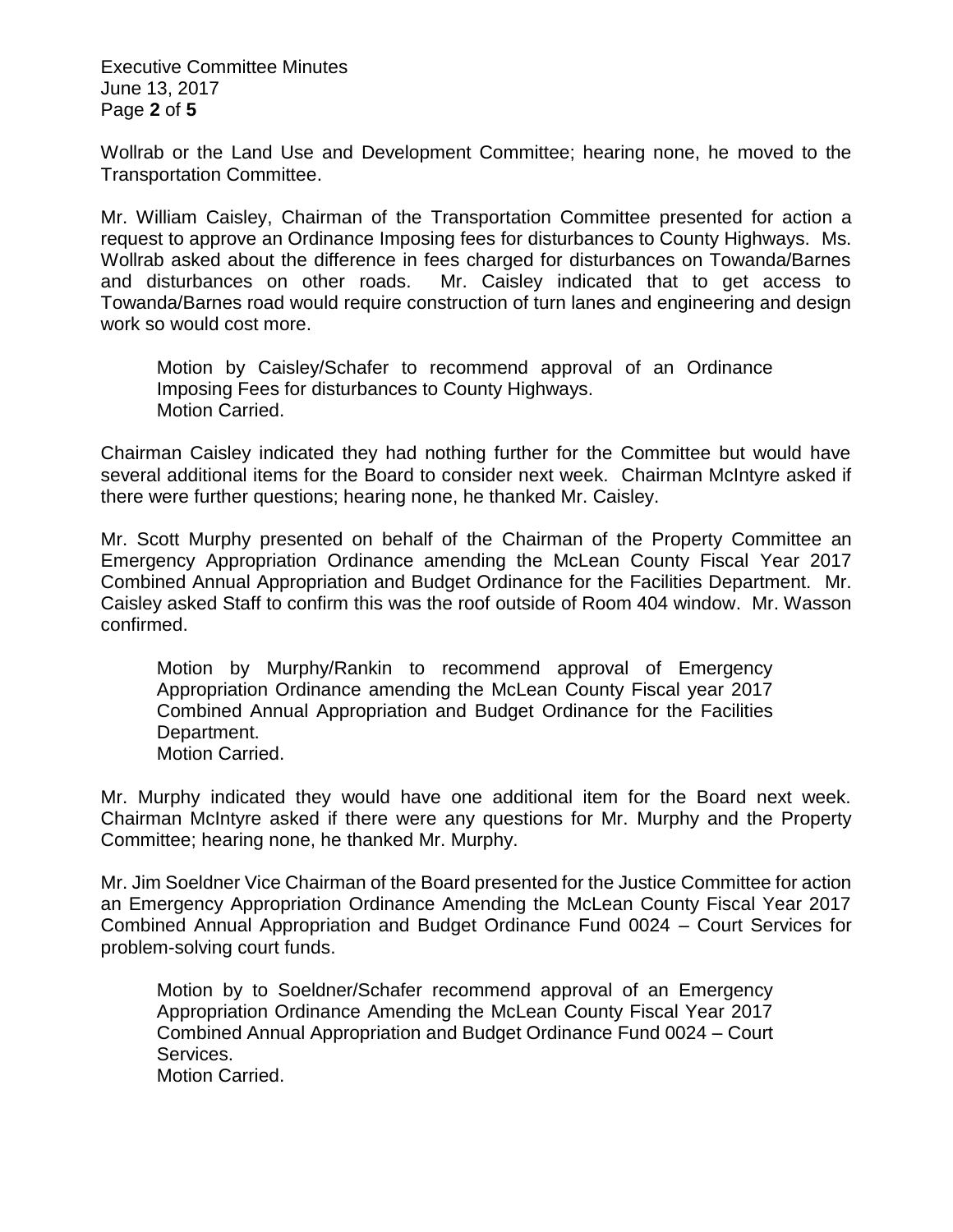Wollrab or the Land Use and Development Committee; hearing none, he moved to the Transportation Committee.

Mr. William Caisley, Chairman of the Transportation Committee presented for action a request to approve an Ordinance Imposing fees for disturbances to County Highways. Ms. Wollrab asked about the difference in fees charged for disturbances on Towanda/Barnes and disturbances on other roads. Mr. Caisley indicated that to get access to Towanda/Barnes road would require construction of turn lanes and engineering and design work so would cost more.

> Motion by Caisley/Schafer to recommend approval of an Ordinance Imposing Fees for disturbances to County Highways.
> Motion Carried.

Chairman Caisley indicated they had nothing further for the Committee but would have several additional items for the Board to consider next week. Chairman McIntyre asked if there were further questions; hearing none, he thanked Mr. Caisley.

Mr. Scott Murphy presented on behalf of the Chairman of the Property Committee an Emergency Appropriation Ordinance amending the McLean County Fiscal Year 2017 Combined Annual Appropriation and Budget Ordinance for the Facilities Department. Mr. Caisley asked Staff to confirm this was the roof outside of Room 404 window. Mr. Wasson confirmed.

> Motion by Murphy/Rankin to recommend approval of Emergency Appropriation Ordinance amending the McLean County Fiscal year 2017 Combined Annual Appropriation and Budget Ordinance for the Facilities Department.
> Motion Carried.

Mr. Murphy indicated they would have one additional item for the Board next week. Chairman McIntyre asked if there were any questions for Mr. Murphy and the Property Committee; hearing none, he thanked Mr. Murphy.

Mr. Jim Soeldner Vice Chairman of the Board presented for the Justice Committee for action an Emergency Appropriation Ordinance Amending the McLean County Fiscal Year 2017 Combined Annual Appropriation and Budget Ordinance Fund 0024 – Court Services for problem-solving court funds.

> Motion by to Soeldner/Schafer recommend approval of an Emergency Appropriation Ordinance Amending the McLean County Fiscal Year 2017 Combined Annual Appropriation and Budget Ordinance Fund 0024 – Court Services.
> Motion Carried.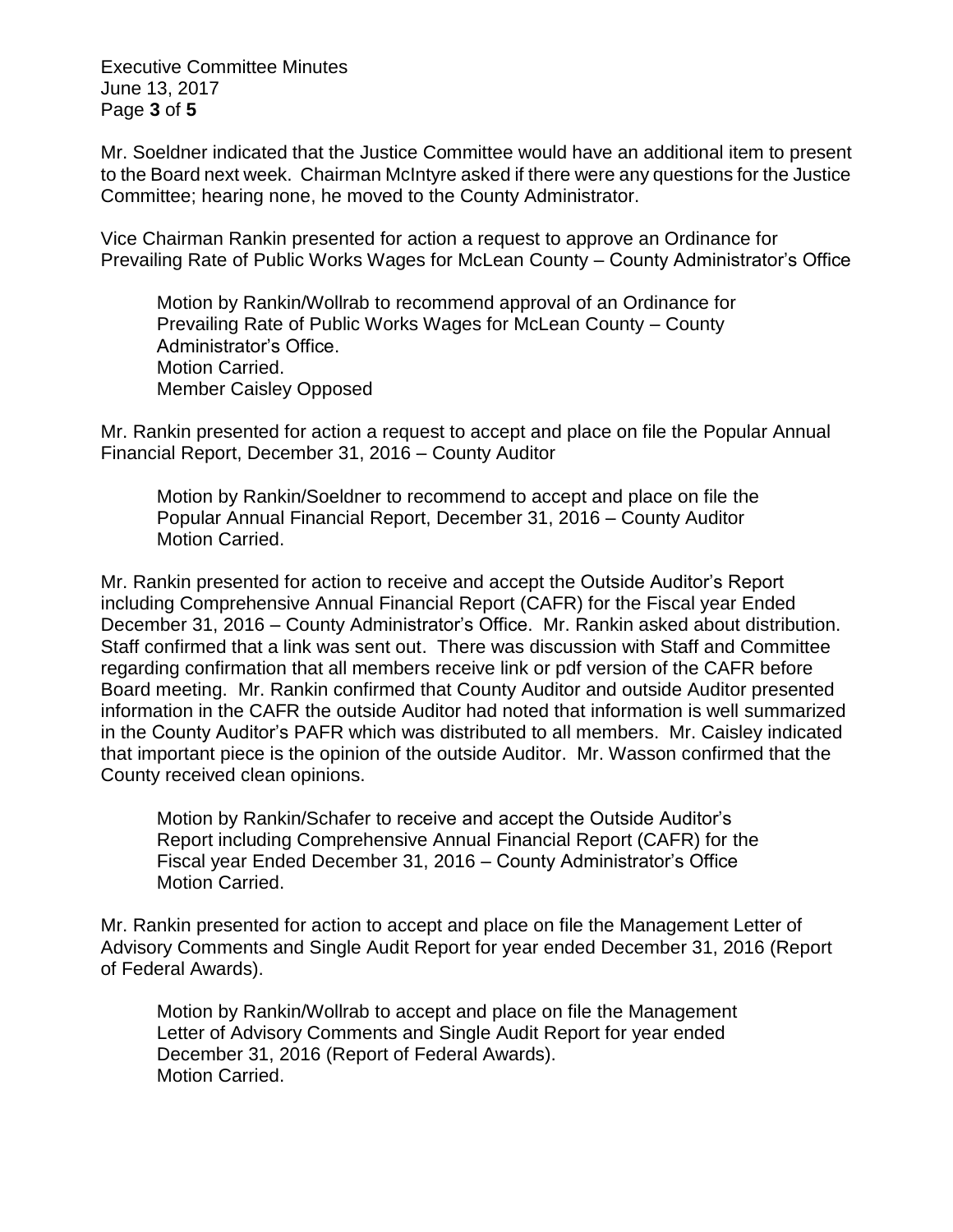Mr. Soeldner indicated that the Justice Committee would have an additional item to present to the Board next week. Chairman McIntyre asked if there were any questions for the Justice Committee; hearing none, he moved to the County Administrator.

Vice Chairman Rankin presented for action a request to approve an Ordinance for Prevailing Rate of Public Works Wages for McLean County – County Administrator's Office

> Motion by Rankin/Wollrab to recommend approval of an Ordinance for Prevailing Rate of Public Works Wages for McLean County – County Administrator's Office.
> Motion Carried.
> Member Caisley Opposed

Mr. Rankin presented for action a request to accept and place on file the Popular Annual Financial Report, December 31, 2016 – County Auditor

> Motion by Rankin/Soeldner to recommend to accept and place on file the Popular Annual Financial Report, December 31, 2016 – County Auditor
> Motion Carried.

Mr. Rankin presented for action to receive and accept the Outside Auditor's Report including Comprehensive Annual Financial Report (CAFR) for the Fiscal year Ended December 31, 2016 – County Administrator's Office. Mr. Rankin asked about distribution. Staff confirmed that a link was sent out. There was discussion with Staff and Committee regarding confirmation that all members receive link or pdf version of the CAFR before Board meeting. Mr. Rankin confirmed that County Auditor and outside Auditor presented information in the CAFR the outside Auditor had noted that information is well summarized in the County Auditor's PAFR which was distributed to all members. Mr. Caisley indicated that important piece is the opinion of the outside Auditor. Mr. Wasson confirmed that the County received clean opinions.

> Motion by Rankin/Schafer to receive and accept the Outside Auditor's Report including Comprehensive Annual Financial Report (CAFR) for the Fiscal year Ended December 31, 2016 – County Administrator's Office
> Motion Carried.

Mr. Rankin presented for action to accept and place on file the Management Letter of Advisory Comments and Single Audit Report for year ended December 31, 2016 (Report of Federal Awards).

> Motion by Rankin/Wollrab to accept and place on file the Management Letter of Advisory Comments and Single Audit Report for year ended December 31, 2016 (Report of Federal Awards).
> Motion Carried.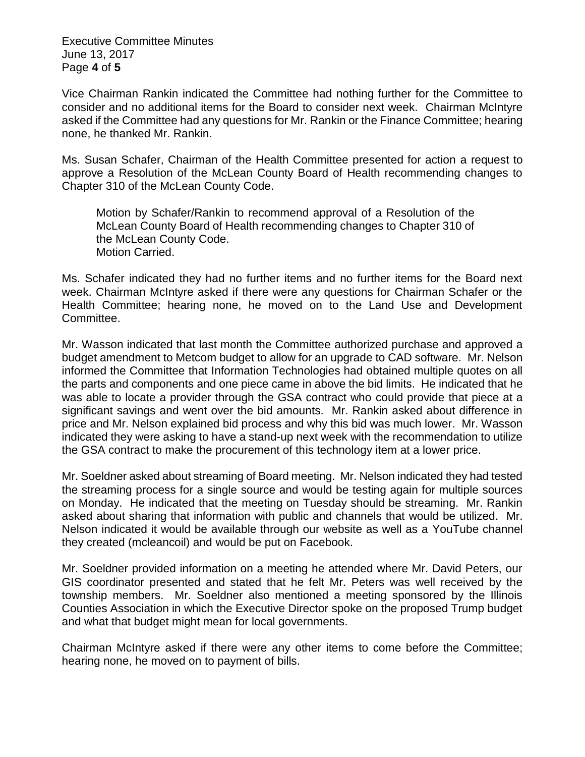Vice Chairman Rankin indicated the Committee had nothing further for the Committee to consider and no additional items for the Board to consider next week. Chairman McIntyre asked if the Committee had any questions for Mr. Rankin or the Finance Committee; hearing none, he thanked Mr. Rankin.

Ms. Susan Schafer, Chairman of the Health Committee presented for action a request to approve a Resolution of the McLean County Board of Health recommending changes to Chapter 310 of the McLean County Code.

> Motion by Schafer/Rankin to recommend approval of a Resolution of the McLean County Board of Health recommending changes to Chapter 310 of the McLean County Code.
> Motion Carried.

Ms. Schafer indicated they had no further items and no further items for the Board next week. Chairman McIntyre asked if there were any questions for Chairman Schafer or the Health Committee; hearing none, he moved on to the Land Use and Development Committee.

Mr. Wasson indicated that last month the Committee authorized purchase and approved a budget amendment to Metcom budget to allow for an upgrade to CAD software. Mr. Nelson informed the Committee that Information Technologies had obtained multiple quotes on all the parts and components and one piece came in above the bid limits. He indicated that he was able to locate a provider through the GSA contract who could provide that piece at a significant savings and went over the bid amounts. Mr. Rankin asked about difference in price and Mr. Nelson explained bid process and why this bid was much lower. Mr. Wasson indicated they were asking to have a stand-up next week with the recommendation to utilize the GSA contract to make the procurement of this technology item at a lower price.

Mr. Soeldner asked about streaming of Board meeting. Mr. Nelson indicated they had tested the streaming process for a single source and would be testing again for multiple sources on Monday. He indicated that the meeting on Tuesday should be streaming. Mr. Rankin asked about sharing that information with public and channels that would be utilized. Mr. Nelson indicated it would be available through our website as well as a YouTube channel they created (mcleancoil) and would be put on Facebook.

Mr. Soeldner provided information on a meeting he attended where Mr. David Peters, our GIS coordinator presented and stated that he felt Mr. Peters was well received by the township members. Mr. Soeldner also mentioned a meeting sponsored by the Illinois Counties Association in which the Executive Director spoke on the proposed Trump budget and what that budget might mean for local governments.

Chairman McIntyre asked if there were any other items to come before the Committee; hearing none, he moved on to payment of bills.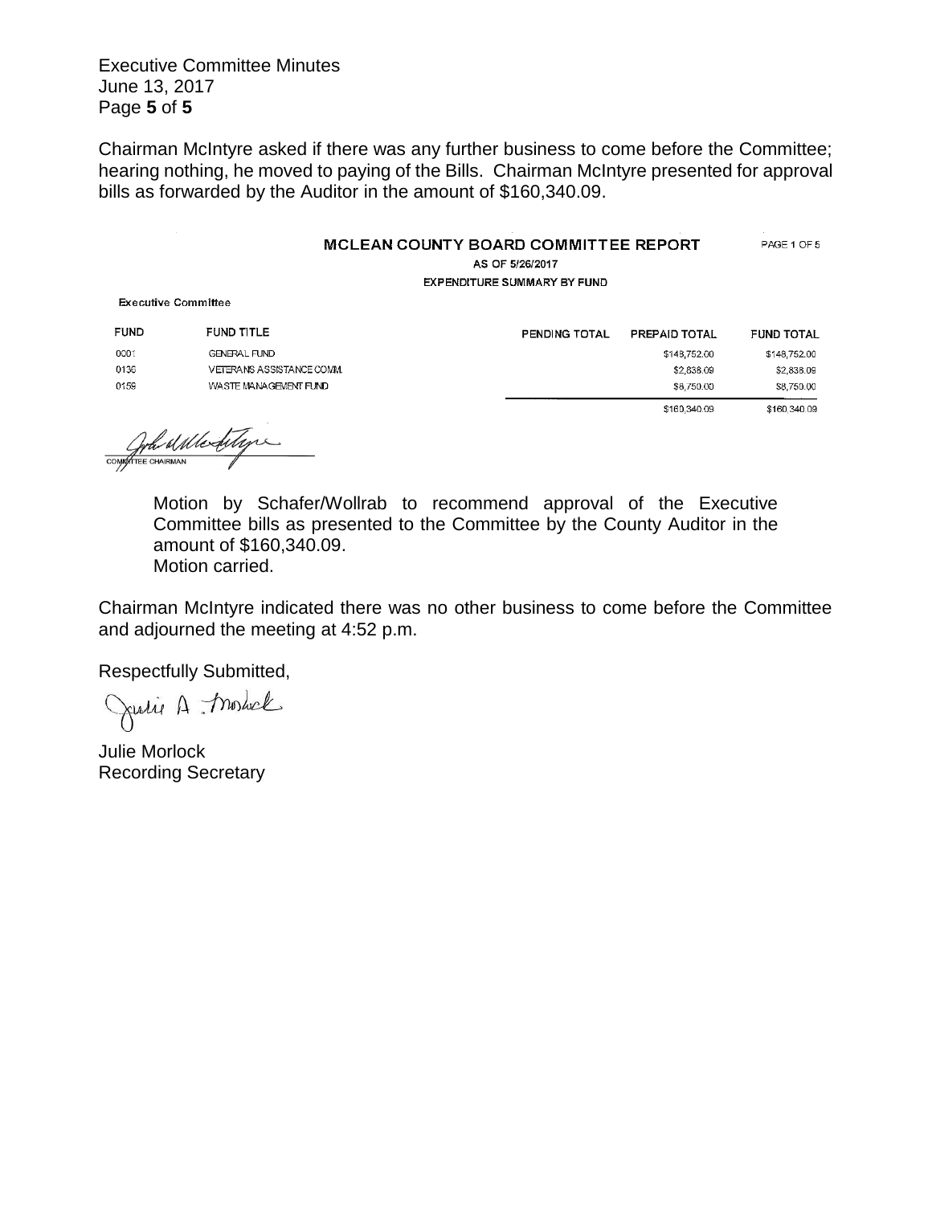Chairman McIntyre asked if there was any further business to come before the Committee; hearing nothing, he moved to paying of the Bills. Chairman McIntyre presented for approval bills as forwarded by the Auditor in the amount of $160,340.09.

**MCLEAN COUNTY BOARD COMMITTEE REPORT**

PAGE 1 OF 5

AS OF 5/26/2017

EXPENDITURE SUMMARY BY FUND

Executive Committee

| FUND | FUND TITLE | PENDING TOTAL | PREPAID TOTAL | FUND TOTAL |
|---|---|---|---|---|
| 0001 | GENERAL FUND | | $148,752.00 | $148,752.00 |
| 0136 | VETERANS ASSISTANCE COMM. | | $2,838.09 | $2,838.09 |
| 0159 | WASTE MANAGEMENT FUND | | $8,750.00 | $8,750.00 |
| | | | $160,340.09 | $160,340.09 |

COMMITTEE CHAIRMAN

Motion by Schafer/Wollrab to recommend approval of the Executive Committee bills as presented to the Committee by the County Auditor in the amount of $160,340.09.
Motion carried.

Chairman McIntyre indicated there was no other business to come before the Committee and adjourned the meeting at 4:52 p.m.

Respectfully Submitted,

Julie Morlock
Recording Secretary